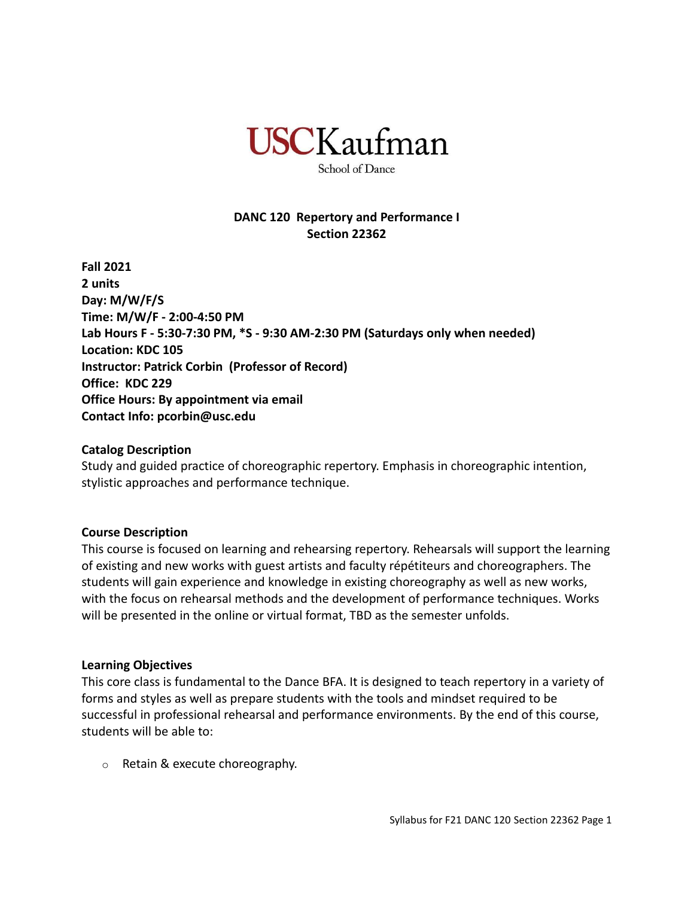USCKaufman

School of Dance

**DANC 120 Repertory and Performance I**
**Section 22362**

**Fall 2021**
**2 units**
**Day: M/W/F/S**
**Time: M/W/F - 2:00-4:50 PM**
**Lab Hours F - 5:30-7:30 PM, *S - 9:30 AM-2:30 PM (Saturdays only when needed)**
**Location: KDC 105**
**Instructor: Patrick Corbin (Professor of Record)**
**Office: KDC 229**
**Office Hours: By appointment via email**
**Contact Info: pcorbin@usc.edu**

**Catalog Description**

Study and guided practice of choreographic repertory. Emphasis in choreographic intention, stylistic approaches and performance technique.

**Course Description**

This course is focused on learning and rehearsing repertory. Rehearsals will support the learning of existing and new works with guest artists and faculty répétiteurs and choreographers. The students will gain experience and knowledge in existing choreography as well as new works, with the focus on rehearsal methods and the development of performance techniques. Works will be presented in the online or virtual format, TBD as the semester unfolds.

**Learning Objectives**

This core class is fundamental to the Dance BFA. It is designed to teach repertory in a variety of forms and styles as well as prepare students with the tools and mindset required to be successful in professional rehearsal and performance environments. By the end of this course, students will be able to:

- Retain & execute choreography.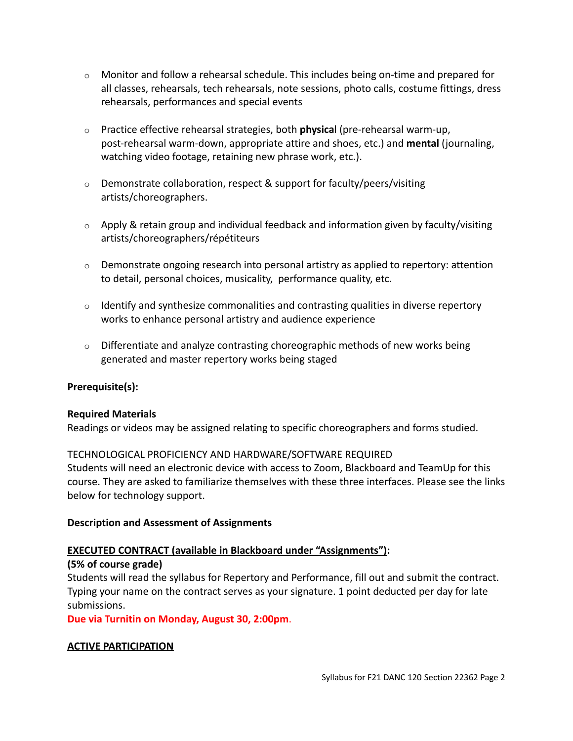- Monitor and follow a rehearsal schedule. This includes being on-time and prepared for all classes, rehearsals, tech rehearsals, note sessions, photo calls, costume fittings, dress rehearsals, performances and special events

- Practice effective rehearsal strategies, both **physica**l (pre-rehearsal warm-up, post-rehearsal warm-down, appropriate attire and shoes, etc.) and **mental** (journaling, watching video footage, retaining new phrase work, etc.).

- Demonstrate collaboration, respect & support for faculty/peers/visiting artists/choreographers.

- Apply & retain group and individual feedback and information given by faculty/visiting artists/choreographers/répétiteurs

- Demonstrate ongoing research into personal artistry as applied to repertory: attention to detail, personal choices, musicality, performance quality, etc.

- Identify and synthesize commonalities and contrasting qualities in diverse repertory works to enhance personal artistry and audience experience

- Differentiate and analyze contrasting choreographic methods of new works being generated and master repertory works being staged

**Prerequisite(s):**

**Required Materials**

Readings or videos may be assigned relating to specific choreographers and forms studied.

TECHNOLOGICAL PROFICIENCY AND HARDWARE/SOFTWARE REQUIRED

Students will need an electronic device with access to Zoom, Blackboard and TeamUp for this course. They are asked to familiarize themselves with these three interfaces. Please see the links below for technology support.

**Description and Assessment of Assignments**

**EXECUTED CONTRACT (available in Blackboard under "Assignments"):**

**(5% of course grade)**

Students will read the syllabus for Repertory and Performance, fill out and submit the contract. Typing your name on the contract serves as your signature. 1 point deducted per day for late submissions.

**Due via Turnitin on Monday, August 30, 2:00pm.**

**ACTIVE PARTICIPATION**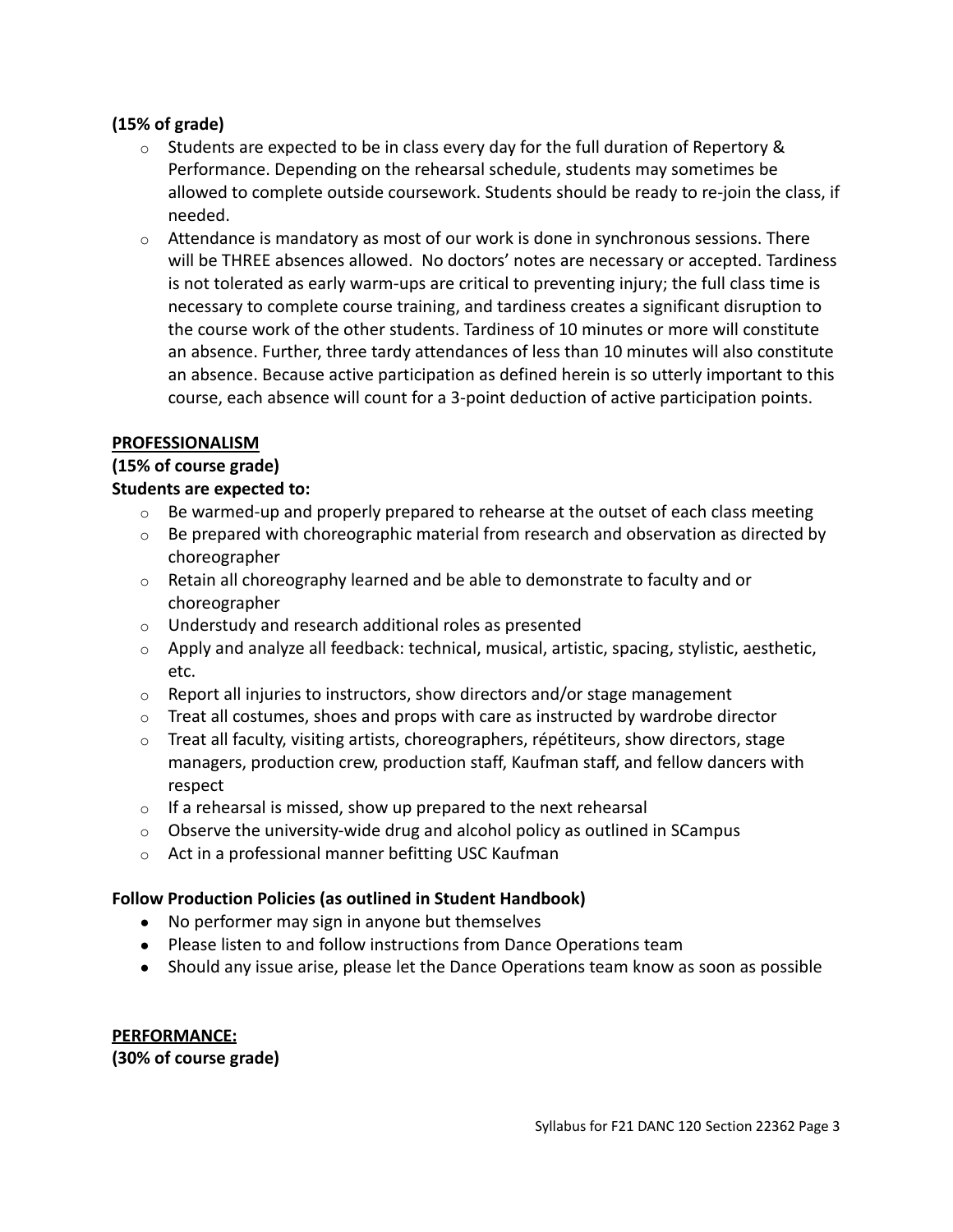**(15% of grade)**

- Students are expected to be in class every day for the full duration of Repertory & Performance. Depending on the rehearsal schedule, students may sometimes be allowed to complete outside coursework. Students should be ready to re-join the class, if needed.
- Attendance is mandatory as most of our work is done in synchronous sessions. There will be THREE absences allowed. No doctors' notes are necessary or accepted. Tardiness is not tolerated as early warm-ups are critical to preventing injury; the full class time is necessary to complete course training, and tardiness creates a significant disruption to the course work of the other students. Tardiness of 10 minutes or more will constitute an absence. Further, three tardy attendances of less than 10 minutes will also constitute an absence. Because active participation as defined herein is so utterly important to this course, each absence will count for a 3-point deduction of active participation points.

**PROFESSIONALISM**

**(15% of course grade)**

**Students are expected to:**

- Be warmed-up and properly prepared to rehearse at the outset of each class meeting
- Be prepared with choreographic material from research and observation as directed by choreographer
- Retain all choreography learned and be able to demonstrate to faculty and or choreographer
- Understudy and research additional roles as presented
- Apply and analyze all feedback: technical, musical, artistic, spacing, stylistic, aesthetic, etc.
- Report all injuries to instructors, show directors and/or stage management
- Treat all costumes, shoes and props with care as instructed by wardrobe director
- Treat all faculty, visiting artists, choreographers, répétiteurs, show directors, stage managers, production crew, production staff, Kaufman staff, and fellow dancers with respect
- If a rehearsal is missed, show up prepared to the next rehearsal
- Observe the university-wide drug and alcohol policy as outlined in SCampus
- Act in a professional manner befitting USC Kaufman

**Follow Production Policies (as outlined in Student Handbook)**

- No performer may sign in anyone but themselves
- Please listen to and follow instructions from Dance Operations team
- Should any issue arise, please let the Dance Operations team know as soon as possible

**PERFORMANCE:**

**(30% of course grade)**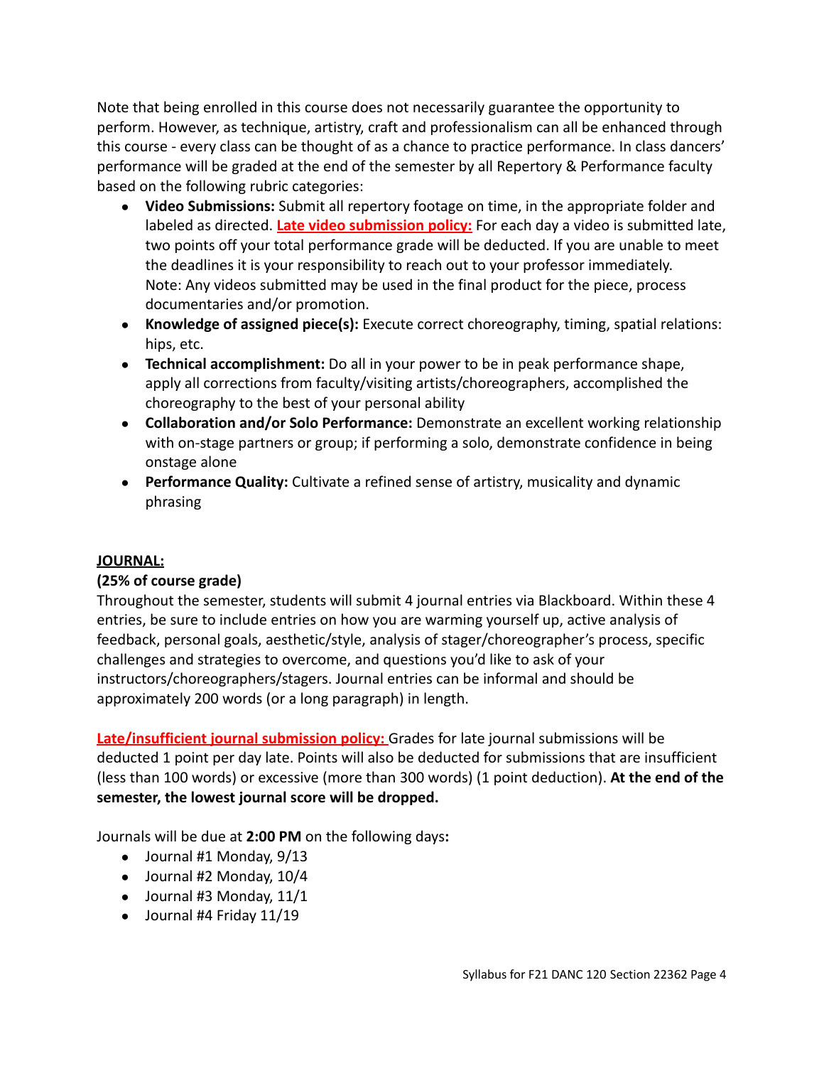Note that being enrolled in this course does not necessarily guarantee the opportunity to perform. However, as technique, artistry, craft and professionalism can all be enhanced through this course - every class can be thought of as a chance to practice performance. In class dancers' performance will be graded at the end of the semester by all Repertory & Performance faculty based on the following rubric categories:

- **Video Submissions:** Submit all repertory footage on time, in the appropriate folder and labeled as directed. **Late video submission policy:** For each day a video is submitted late, two points off your total performance grade will be deducted. If you are unable to meet the deadlines it is your responsibility to reach out to your professor immediately. Note: Any videos submitted may be used in the final product for the piece, process documentaries and/or promotion.
- **Knowledge of assigned piece(s):** Execute correct choreography, timing, spatial relations: hips, etc.
- **Technical accomplishment:** Do all in your power to be in peak performance shape, apply all corrections from faculty/visiting artists/choreographers, accomplished the choreography to the best of your personal ability
- **Collaboration and/or Solo Performance:** Demonstrate an excellent working relationship with on-stage partners or group; if performing a solo, demonstrate confidence in being onstage alone
- **Performance Quality:** Cultivate a refined sense of artistry, musicality and dynamic phrasing

**JOURNAL:**

**(25% of course grade)**

Throughout the semester, students will submit 4 journal entries via Blackboard. Within these 4 entries, be sure to include entries on how you are warming yourself up, active analysis of feedback, personal goals, aesthetic/style, analysis of stager/choreographer's process, specific challenges and strategies to overcome, and questions you'd like to ask of your instructors/choreographers/stagers. Journal entries can be informal and should be approximately 200 words (or a long paragraph) in length.

**Late/insufficient journal submission policy:** Grades for late journal submissions will be deducted 1 point per day late. Points will also be deducted for submissions that are insufficient (less than 100 words) or excessive (more than 300 words) (1 point deduction). **At the end of the semester, the lowest journal score will be dropped.**

Journals will be due at **2:00 PM** on the following days**:**

- Journal #1 Monday, 9/13
- Journal #2 Monday, 10/4
- Journal #3 Monday, 11/1
- Journal #4 Friday 11/19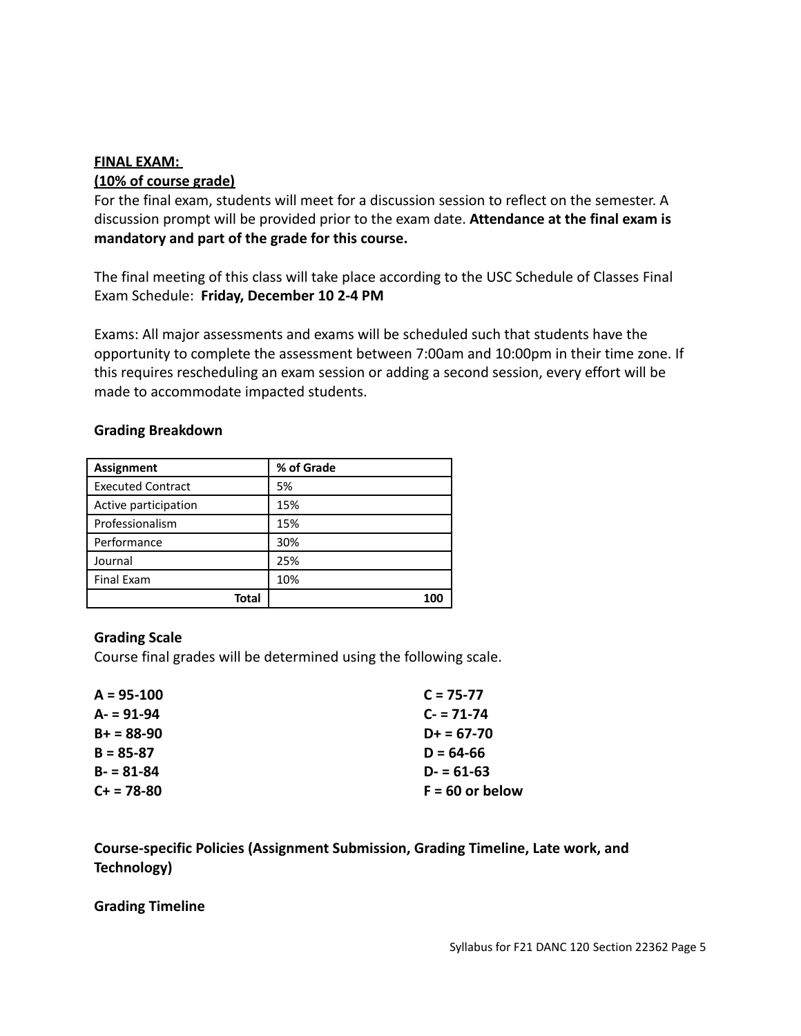**FINAL EXAM:**
**(10% of course grade)**

For the final exam, students will meet for a discussion session to reflect on the semester. A discussion prompt will be provided prior to the exam date. **Attendance at the final exam is mandatory and part of the grade for this course.**

The final meeting of this class will take place according to the USC Schedule of Classes Final Exam Schedule: **Friday, December 10 2-4 PM**

Exams: All major assessments and exams will be scheduled such that students have the opportunity to complete the assessment between 7:00am and 10:00pm in their time zone. If this requires rescheduling an exam session or adding a second session, every effort will be made to accommodate impacted students.

**Grading Breakdown**

| Assignment | % of Grade |
| --- | --- |
| Executed Contract | 5% |
| Active participation | 15% |
| Professionalism | 15% |
| Performance | 30% |
| Journal | 25% |
| Final Exam | 10% |
| **Total** | **100** |

**Grading Scale**

Course final grades will be determined using the following scale.

**A = 95-100**
**A- = 91-94**
**B+ = 88-90**
**B = 85-87**
**B- = 81-84**
**C+ = 78-80**
**C = 75-77**
**C- = 71-74**
**D+ = 67-70**
**D = 64-66**
**D- = 61-63**
**F = 60 or below**

**Course-specific Policies (Assignment Submission, Grading Timeline, Late work, and Technology)**

**Grading Timeline**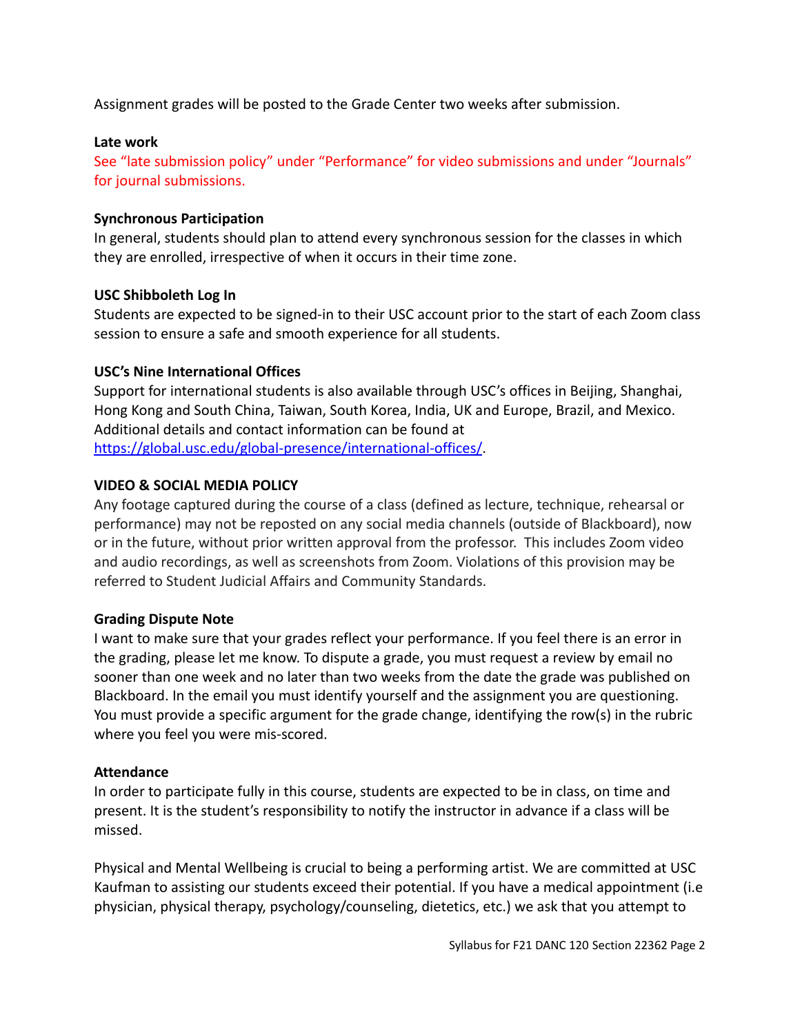Assignment grades will be posted to the Grade Center two weeks after submission.

**Late work**

See "late submission policy" under "Performance" for video submissions and under "Journals" for journal submissions.

**Synchronous Participation**

In general, students should plan to attend every synchronous session for the classes in which they are enrolled, irrespective of when it occurs in their time zone.

**USC Shibboleth Log In**

Students are expected to be signed-in to their USC account prior to the start of each Zoom class session to ensure a safe and smooth experience for all students.

**USC's Nine International Offices**

Support for international students is also available through USC's offices in Beijing, Shanghai, Hong Kong and South China, Taiwan, South Korea, India, UK and Europe, Brazil, and Mexico. Additional details and contact information can be found at [https://global.usc.edu/global-presence/international-offices/](https://global.usc.edu/global-presence/international-offices/).

**VIDEO & SOCIAL MEDIA POLICY**

Any footage captured during the course of a class (defined as lecture, technique, rehearsal or performance) may not be reposted on any social media channels (outside of Blackboard), now or in the future, without prior written approval from the professor. This includes Zoom video and audio recordings, as well as screenshots from Zoom. Violations of this provision may be referred to Student Judicial Affairs and Community Standards.

**Grading Dispute Note**

I want to make sure that your grades reflect your performance. If you feel there is an error in the grading, please let me know. To dispute a grade, you must request a review by email no sooner than one week and no later than two weeks from the date the grade was published on Blackboard. In the email you must identify yourself and the assignment you are questioning. You must provide a specific argument for the grade change, identifying the row(s) in the rubric where you feel you were mis-scored.

**Attendance**

In order to participate fully in this course, students are expected to be in class, on time and present. It is the student's responsibility to notify the instructor in advance if a class will be missed.

Physical and Mental Wellbeing is crucial to being a performing artist. We are committed at USC Kaufman to assisting our students exceed their potential. If you have a medical appointment (i.e physician, physical therapy, psychology/counseling, dietetics, etc.) we ask that you attempt to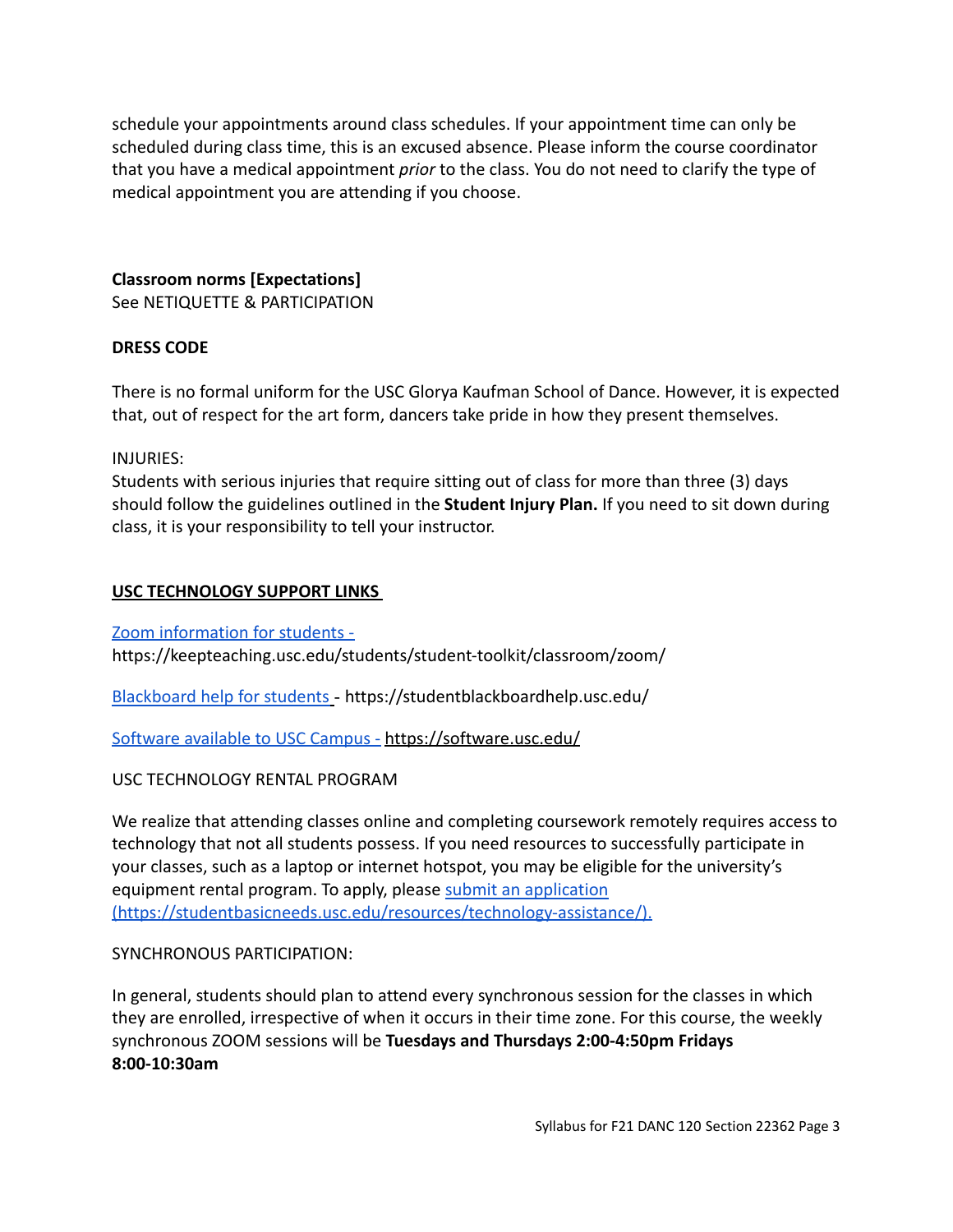schedule your appointments around class schedules. If your appointment time can only be scheduled during class time, this is an excused absence. Please inform the course coordinator that you have a medical appointment *prior* to the class. You do not need to clarify the type of medical appointment you are attending if you choose.

**Classroom norms [Expectations]**
See NETIQUETTE & PARTICIPATION

**DRESS CODE**

There is no formal uniform for the USC Glorya Kaufman School of Dance. However, it is expected that, out of respect for the art form, dancers take pride in how they present themselves.

INJURIES:
Students with serious injuries that require sitting out of class for more than three (3) days should follow the guidelines outlined in the **Student Injury Plan.** If you need to sit down during class, it is your responsibility to tell your instructor.

**USC TECHNOLOGY SUPPORT LINKS**

[Zoom information for students -](https://keepteaching.usc.edu/students/student-toolkit/classroom/zoom/)
https://keepteaching.usc.edu/students/student-toolkit/classroom/zoom/

[Blackboard help for students](https://studentblackboardhelp.usc.edu/) - https://studentblackboardhelp.usc.edu/

[Software available to USC Campus -](https://software.usc.edu/) https://software.usc.edu/

USC TECHNOLOGY RENTAL PROGRAM

We realize that attending classes online and completing coursework remotely requires access to technology that not all students possess. If you need resources to successfully participate in your classes, such as a laptop or internet hotspot, you may be eligible for the university's equipment rental program. To apply, please [submit an application (https://studentbasicneeds.usc.edu/resources/technology-assistance/).](https://studentbasicneeds.usc.edu/resources/technology-assistance/)

SYNCHRONOUS PARTICIPATION:

In general, students should plan to attend every synchronous session for the classes in which they are enrolled, irrespective of when it occurs in their time zone. For this course, the weekly synchronous ZOOM sessions will be **Tuesdays and Thursdays 2:00-4:50pm Fridays 8:00-10:30am**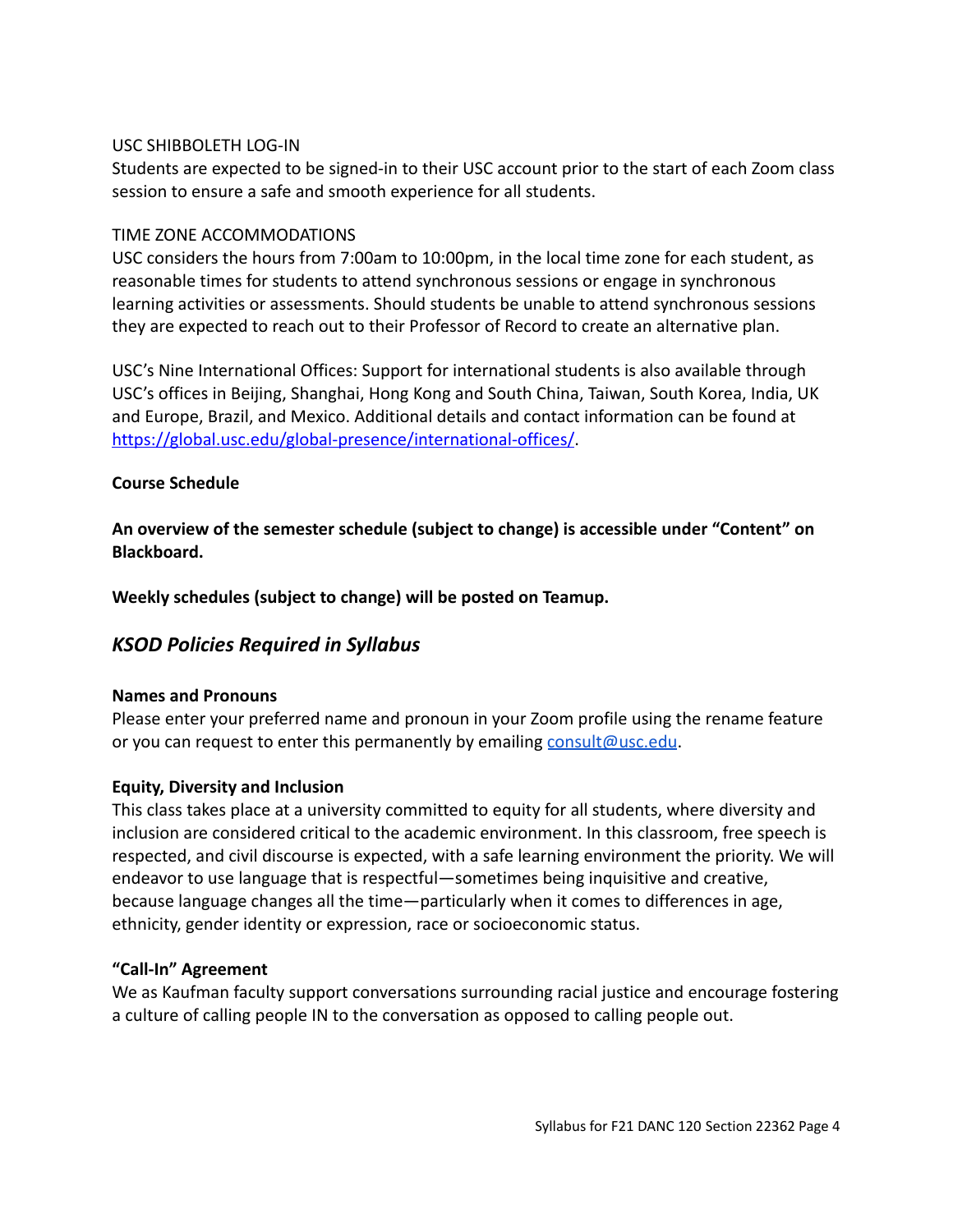USC SHIBBOLETH LOG-IN

Students are expected to be signed-in to their USC account prior to the start of each Zoom class session to ensure a safe and smooth experience for all students.

TIME ZONE ACCOMMODATIONS

USC considers the hours from 7:00am to 10:00pm, in the local time zone for each student, as reasonable times for students to attend synchronous sessions or engage in synchronous learning activities or assessments. Should students be unable to attend synchronous sessions they are expected to reach out to their Professor of Record to create an alternative plan.

USC's Nine International Offices: Support for international students is also available through USC's offices in Beijing, Shanghai, Hong Kong and South China, Taiwan, South Korea, India, UK and Europe, Brazil, and Mexico. Additional details and contact information can be found at https://global.usc.edu/global-presence/international-offices/.

**Course Schedule**

**An overview of the semester schedule (subject to change) is accessible under "Content" on Blackboard.**

**Weekly schedules (subject to change) will be posted on Teamup.**

## *KSOD Policies Required in Syllabus*

**Names and Pronouns**

Please enter your preferred name and pronoun in your Zoom profile using the rename feature or you can request to enter this permanently by emailing consult@usc.edu.

**Equity, Diversity and Inclusion**

This class takes place at a university committed to equity for all students, where diversity and inclusion are considered critical to the academic environment. In this classroom, free speech is respected, and civil discourse is expected, with a safe learning environment the priority. We will endeavor to use language that is respectful—sometimes being inquisitive and creative, because language changes all the time—particularly when it comes to differences in age, ethnicity, gender identity or expression, race or socioeconomic status.

**"Call-In" Agreement**

We as Kaufman faculty support conversations surrounding racial justice and encourage fostering a culture of calling people IN to the conversation as opposed to calling people out.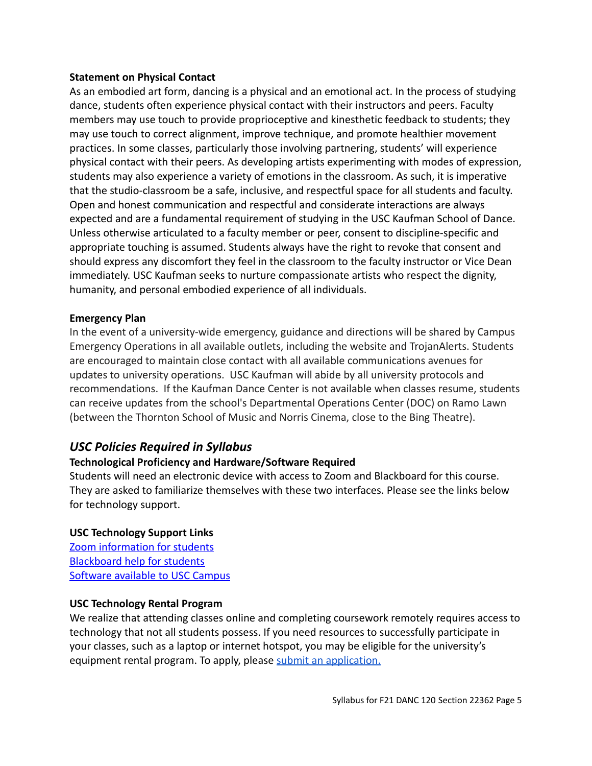**Statement on Physical Contact**

As an embodied art form, dancing is a physical and an emotional act. In the process of studying dance, students often experience physical contact with their instructors and peers. Faculty members may use touch to provide proprioceptive and kinesthetic feedback to students; they may use touch to correct alignment, improve technique, and promote healthier movement practices. In some classes, particularly those involving partnering, students' will experience physical contact with their peers. As developing artists experimenting with modes of expression, students may also experience a variety of emotions in the classroom. As such, it is imperative that the studio-classroom be a safe, inclusive, and respectful space for all students and faculty. Open and honest communication and respectful and considerate interactions are always expected and are a fundamental requirement of studying in the USC Kaufman School of Dance. Unless otherwise articulated to a faculty member or peer, consent to discipline-specific and appropriate touching is assumed. Students always have the right to revoke that consent and should express any discomfort they feel in the classroom to the faculty instructor or Vice Dean immediately. USC Kaufman seeks to nurture compassionate artists who respect the dignity, humanity, and personal embodied experience of all individuals.

**Emergency Plan**

In the event of a university-wide emergency, guidance and directions will be shared by Campus Emergency Operations in all available outlets, including the website and TrojanAlerts. Students are encouraged to maintain close contact with all available communications avenues for updates to university operations. USC Kaufman will abide by all university protocols and recommendations. If the Kaufman Dance Center is not available when classes resume, students can receive updates from the school's Departmental Operations Center (DOC) on Ramo Lawn (between the Thornton School of Music and Norris Cinema, close to the Bing Theatre).

## *USC Policies Required in Syllabus*

**Technological Proficiency and Hardware/Software Required**

Students will need an electronic device with access to Zoom and Blackboard for this course. They are asked to familiarize themselves with these two interfaces. Please see the links below for technology support.

**USC Technology Support Links**

Zoom information for students
Blackboard help for students
Software available to USC Campus

**USC Technology Rental Program**

We realize that attending classes online and completing coursework remotely requires access to technology that not all students possess. If you need resources to successfully participate in your classes, such as a laptop or internet hotspot, you may be eligible for the university's equipment rental program. To apply, please submit an application.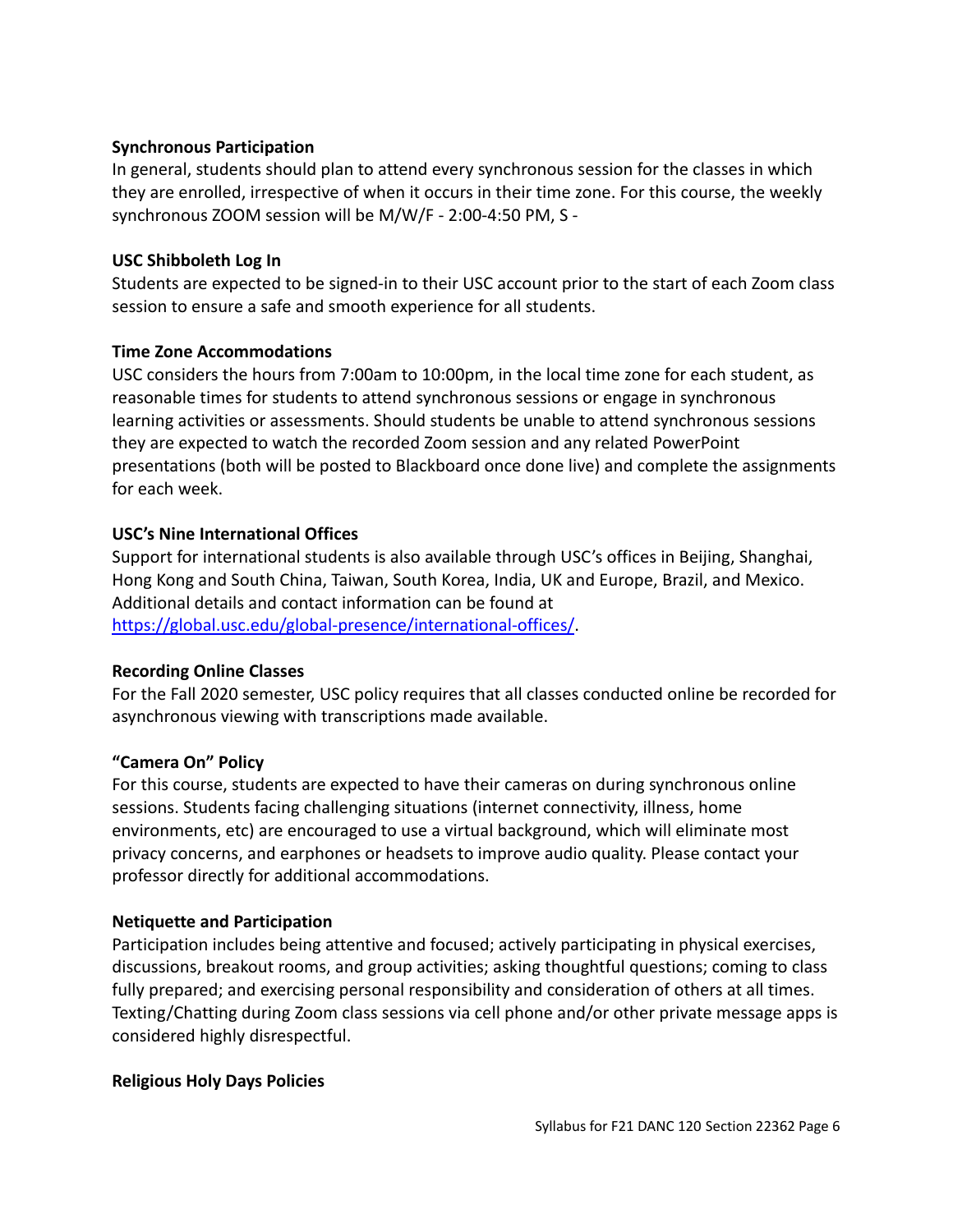**Synchronous Participation**

In general, students should plan to attend every synchronous session for the classes in which they are enrolled, irrespective of when it occurs in their time zone. For this course, the weekly synchronous ZOOM session will be M/W/F - 2:00-4:50 PM, S -

**USC Shibboleth Log In**

Students are expected to be signed-in to their USC account prior to the start of each Zoom class session to ensure a safe and smooth experience for all students.

**Time Zone Accommodations**

USC considers the hours from 7:00am to 10:00pm, in the local time zone for each student, as reasonable times for students to attend synchronous sessions or engage in synchronous learning activities or assessments. Should students be unable to attend synchronous sessions they are expected to watch the recorded Zoom session and any related PowerPoint presentations (both will be posted to Blackboard once done live) and complete the assignments for each week.

**USC's Nine International Offices**

Support for international students is also available through USC's offices in Beijing, Shanghai, Hong Kong and South China, Taiwan, South Korea, India, UK and Europe, Brazil, and Mexico. Additional details and contact information can be found at [https://global.usc.edu/global-presence/international-offices/](https://global.usc.edu/global-presence/international-offices/).

**Recording Online Classes**

For the Fall 2020 semester, USC policy requires that all classes conducted online be recorded for asynchronous viewing with transcriptions made available.

**"Camera On" Policy**

For this course, students are expected to have their cameras on during synchronous online sessions. Students facing challenging situations (internet connectivity, illness, home environments, etc) are encouraged to use a virtual background, which will eliminate most privacy concerns, and earphones or headsets to improve audio quality. Please contact your professor directly for additional accommodations.

**Netiquette and Participation**

Participation includes being attentive and focused; actively participating in physical exercises, discussions, breakout rooms, and group activities; asking thoughtful questions; coming to class fully prepared; and exercising personal responsibility and consideration of others at all times. Texting/Chatting during Zoom class sessions via cell phone and/or other private message apps is considered highly disrespectful.

**Religious Holy Days Policies**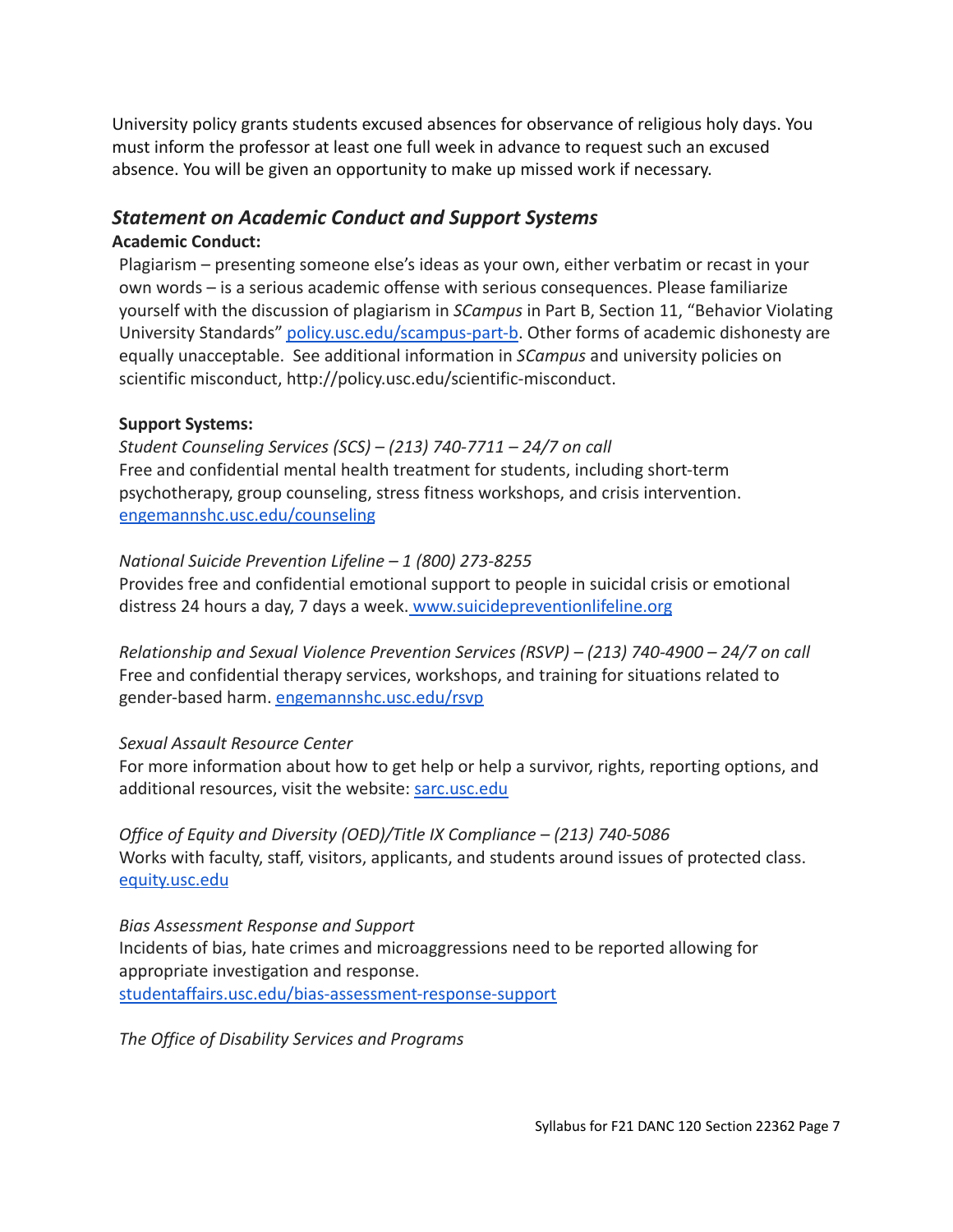University policy grants students excused absences for observance of religious holy days. You must inform the professor at least one full week in advance to request such an excused absence. You will be given an opportunity to make up missed work if necessary.

### *Statement on Academic Conduct and Support Systems*

**Academic Conduct:**

Plagiarism – presenting someone else's ideas as your own, either verbatim or recast in your own words – is a serious academic offense with serious consequences. Please familiarize yourself with the discussion of plagiarism in *SCampus* in Part B, Section 11, "Behavior Violating University Standards" policy.usc.edu/scampus-part-b. Other forms of academic dishonesty are equally unacceptable. See additional information in *SCampus* and university policies on scientific misconduct, http://policy.usc.edu/scientific-misconduct.

**Support Systems:**

*Student Counseling Services (SCS) – (213) 740-7711 – 24/7 on call*
Free and confidential mental health treatment for students, including short-term psychotherapy, group counseling, stress fitness workshops, and crisis intervention. engemannshc.usc.edu/counseling

*National Suicide Prevention Lifeline – 1 (800) 273-8255*
Provides free and confidential emotional support to people in suicidal crisis or emotional distress 24 hours a day, 7 days a week. www.suicidepreventionlifeline.org

*Relationship and Sexual Violence Prevention Services (RSVP) – (213) 740-4900 – 24/7 on call*
Free and confidential therapy services, workshops, and training for situations related to gender-based harm. engemannshc.usc.edu/rsvp

*Sexual Assault Resource Center*
For more information about how to get help or help a survivor, rights, reporting options, and additional resources, visit the website: sarc.usc.edu

*Office of Equity and Diversity (OED)/Title IX Compliance – (213) 740-5086*
Works with faculty, staff, visitors, applicants, and students around issues of protected class. equity.usc.edu

*Bias Assessment Response and Support*
Incidents of bias, hate crimes and microaggressions need to be reported allowing for appropriate investigation and response.
studentaffairs.usc.edu/bias-assessment-response-support

*The Office of Disability Services and Programs*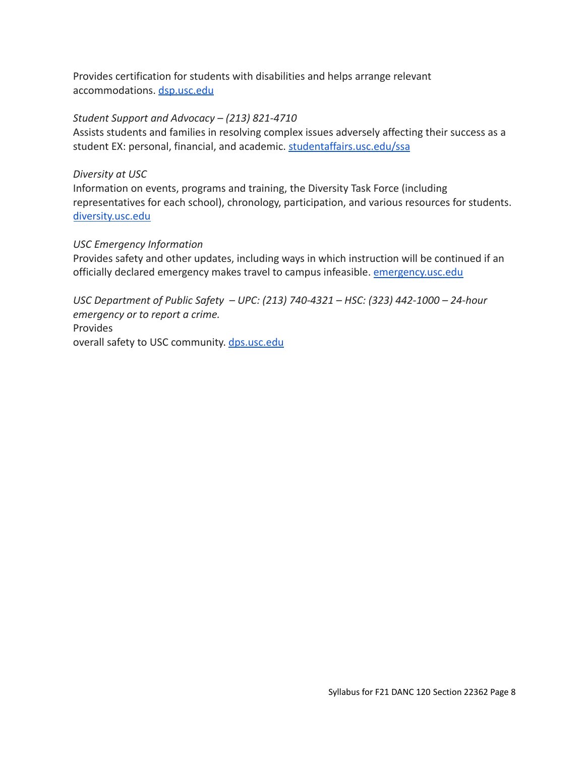Provides certification for students with disabilities and helps arrange relevant accommodations. dsp.usc.edu

*Student Support and Advocacy – (213) 821-4710*
Assists students and families in resolving complex issues adversely affecting their success as a student EX: personal, financial, and academic. studentaffairs.usc.edu/ssa

*Diversity at USC*
Information on events, programs and training, the Diversity Task Force (including representatives for each school), chronology, participation, and various resources for students. diversity.usc.edu

*USC Emergency Information*
Provides safety and other updates, including ways in which instruction will be continued if an officially declared emergency makes travel to campus infeasible. emergency.usc.edu

*USC Department of Public Safety – UPC: (213) 740-4321 – HSC: (323) 442-1000 – 24-hour emergency or to report a crime.*
Provides
overall safety to USC community. dps.usc.edu